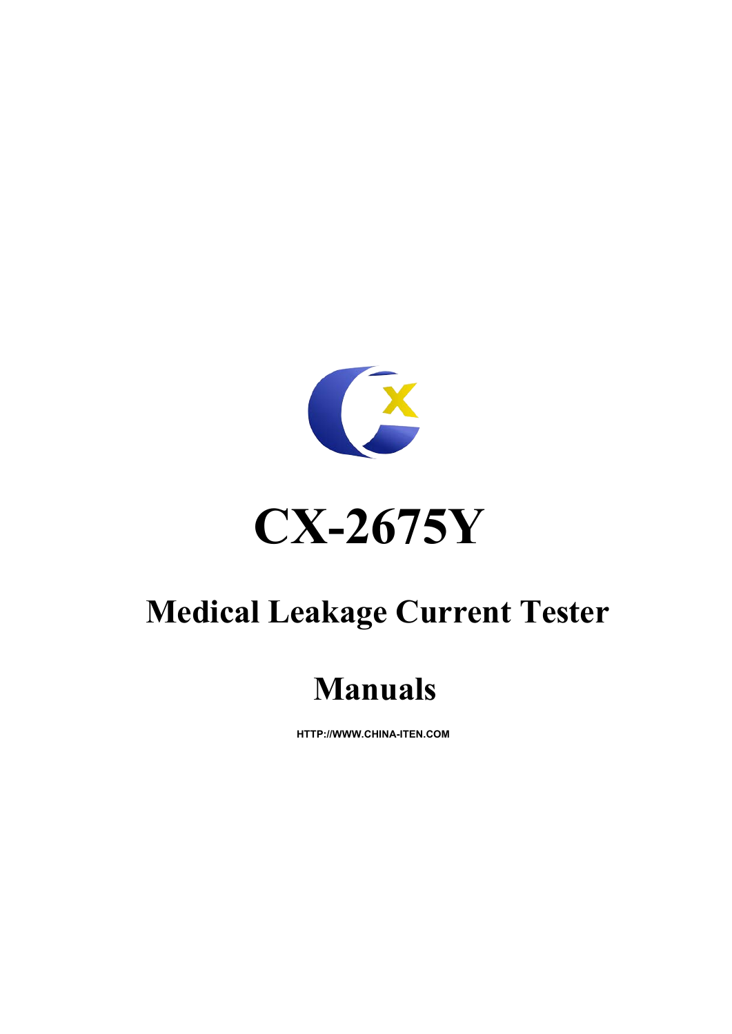# CX-2675Y

## Medical Leakage Current Tester

## Manuals

HTTP://WWW.CHINA-ITEN.COM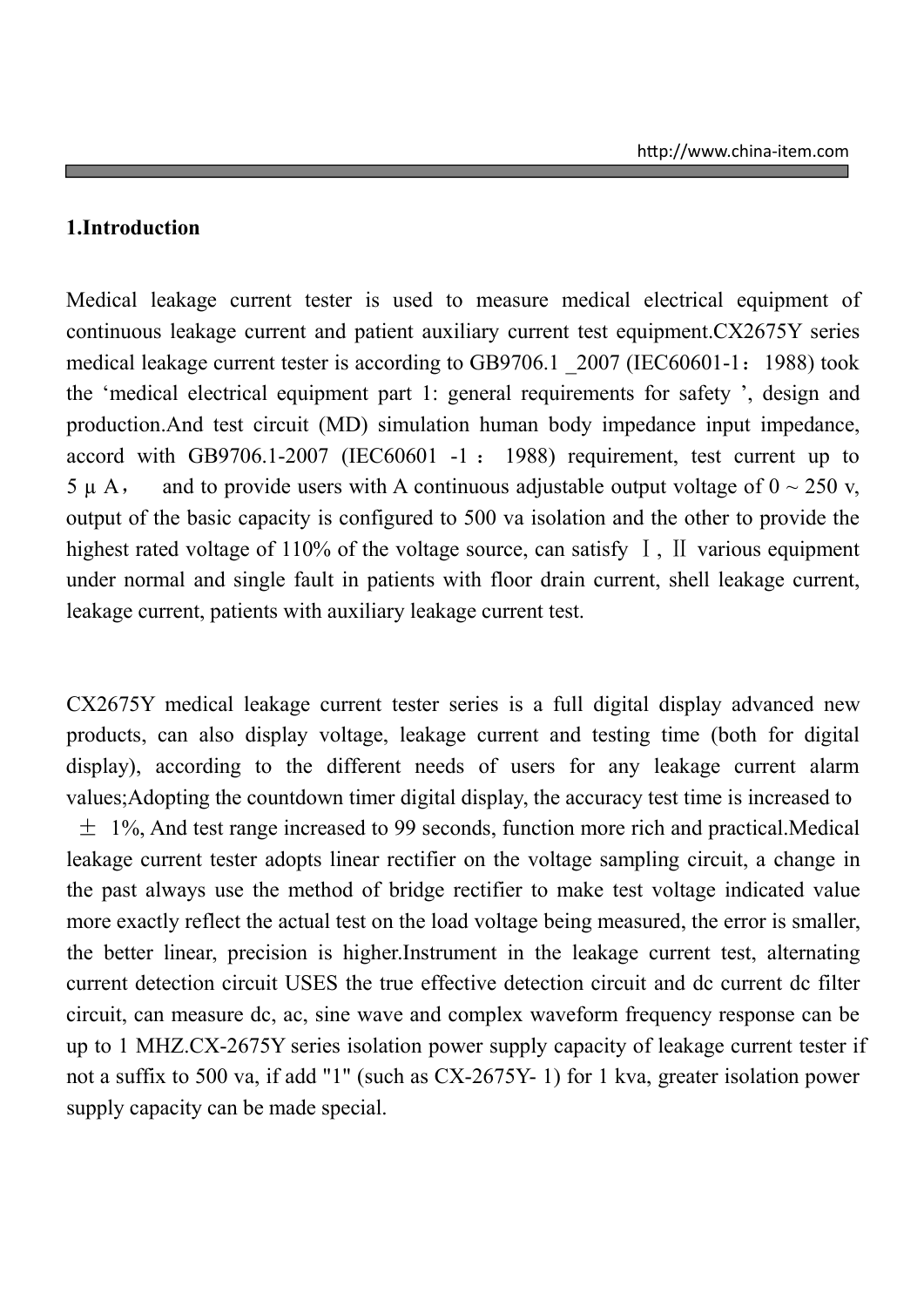## 1.Introduction

Medical leakage current tester is used to measure medical electrical equipment of continuous leakage current and patient auxiliary current test equipment.CX2675Y series medical leakage current tester is according to GB9706.1 _2007 (IEC60601-1：1988) took the ‘medical electrical equipment part 1: general requirements for safety ’, design and production.And test circuit (MD) simulation human body impedance input impedance, accord with GB9706.1-2007 (IEC60601 -1 ： 1988) requirement, test current up to 5 μ A， and to provide users with A continuous adjustable output voltage of 0 ~ 250 v, output of the basic capacity is configured to 500 va isolation and the other to provide the highest rated voltage of 110% of the voltage source, can satisfy Ⅰ, Ⅱ various equipment under normal and single fault in patients with floor drain current, shell leakage current, leakage current, patients with auxiliary leakage current test.

CX2675Y medical leakage current tester series is a full digital display advanced new products, can also display voltage, leakage current and testing time (both for digital display), according to the different needs of users for any leakage current alarm values;Adopting the countdown timer digital display, the accuracy test time is increased to ± 1%, And test range increased to 99 seconds, function more rich and practical.Medical leakage current tester adopts linear rectifier on the voltage sampling circuit, a change in the past always use the method of bridge rectifier to make test voltage indicated value more exactly reflect the actual test on the load voltage being measured, the error is smaller, the better linear, precision is higher.Instrument in the leakage current test, alternating current detection circuit USES the true effective detection circuit and dc current dc filter circuit, can measure dc, ac, sine wave and complex waveform frequency response can be up to 1 MHZ.CX-2675Y series isolation power supply capacity of leakage current tester if not a suffix to 500 va, if add "1" (such as CX-2675Y- 1) for 1 kva, greater isolation power supply capacity can be made special.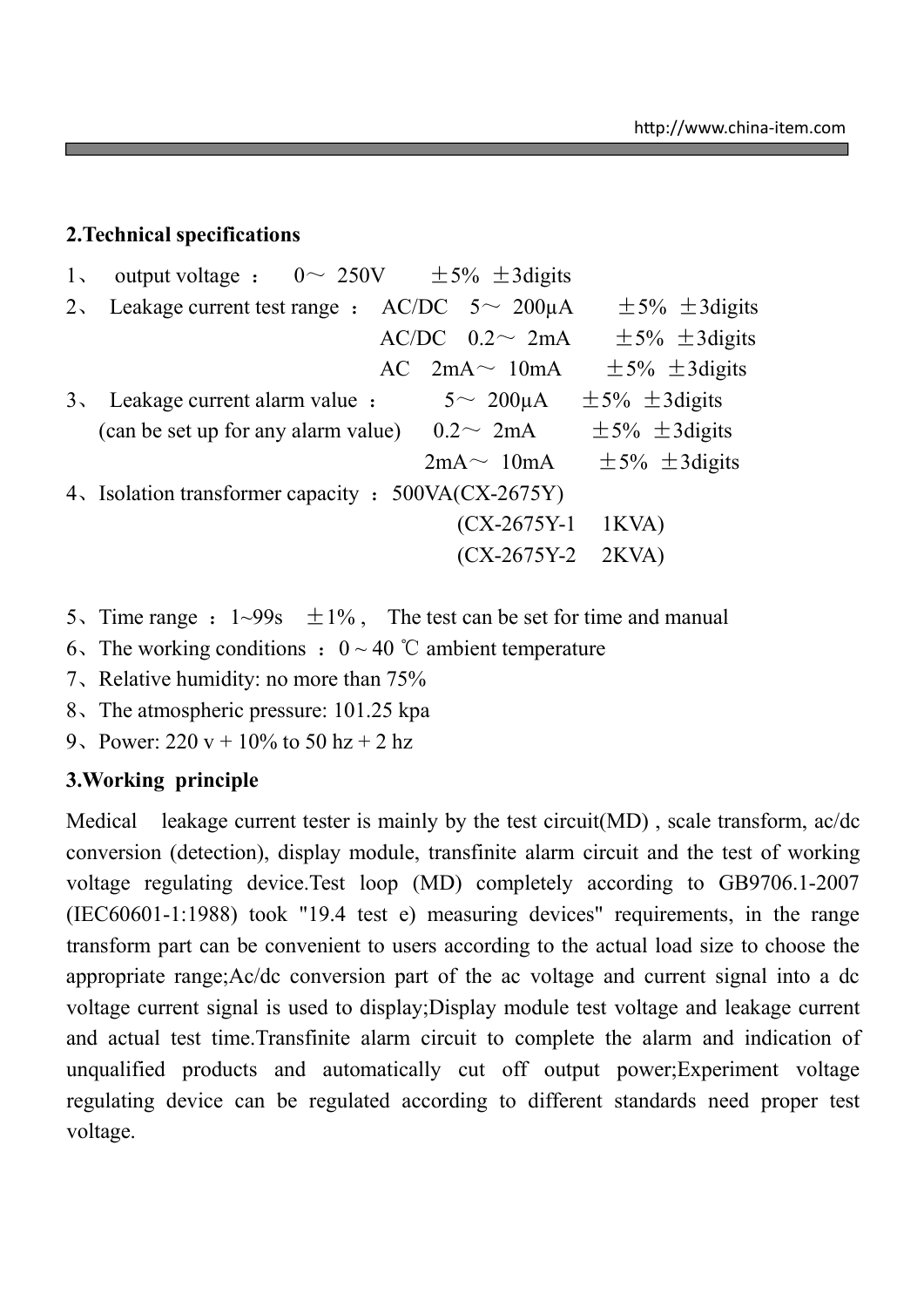## 2.Technical specifications

1、 output voltage ： 0～ 250V ±5% ±3digits

2、 Leakage current test range ： AC/DC 5～ 200μA ±5% ±3digits
AC/DC 0.2～ 2mA ±5% ±3digits
AC 2mA～ 10mA ±5% ±3digits

3、 Leakage current alarm value ： 5～ 200μA ±5% ±3digits
(can be set up for any alarm value) 0.2～ 2mA ±5% ±3digits
2mA～ 10mA ±5% ±3digits

4、Isolation transformer capacity ：500VA(CX-2675Y)
(CX-2675Y-1 1KVA)
(CX-2675Y-2 2KVA)

5、Time range ：1~99s ±1%， The test can be set for time and manual

6、The working conditions ：0 ~ 40 ℃ ambient temperature

7、Relative humidity: no more than 75%

8、The atmospheric pressure: 101.25 kpa

9、Power: 220 v + 10% to 50 hz + 2 hz

## 3.Working principle

Medical leakage current tester is mainly by the test circuit(MD) , scale transform, ac/dc conversion (detection), display module, transfinite alarm circuit and the test of working voltage regulating device.Test loop (MD) completely according to GB9706.1-2007 (IEC60601-1:1988) took "19.4 test e) measuring devices" requirements, in the range transform part can be convenient to users according to the actual load size to choose the appropriate range;Ac/dc conversion part of the ac voltage and current signal into a dc voltage current signal is used to display;Display module test voltage and leakage current and actual test time.Transfinite alarm circuit to complete the alarm and indication of unqualified products and automatically cut off output power;Experiment voltage regulating device can be regulated according to different standards need proper test voltage.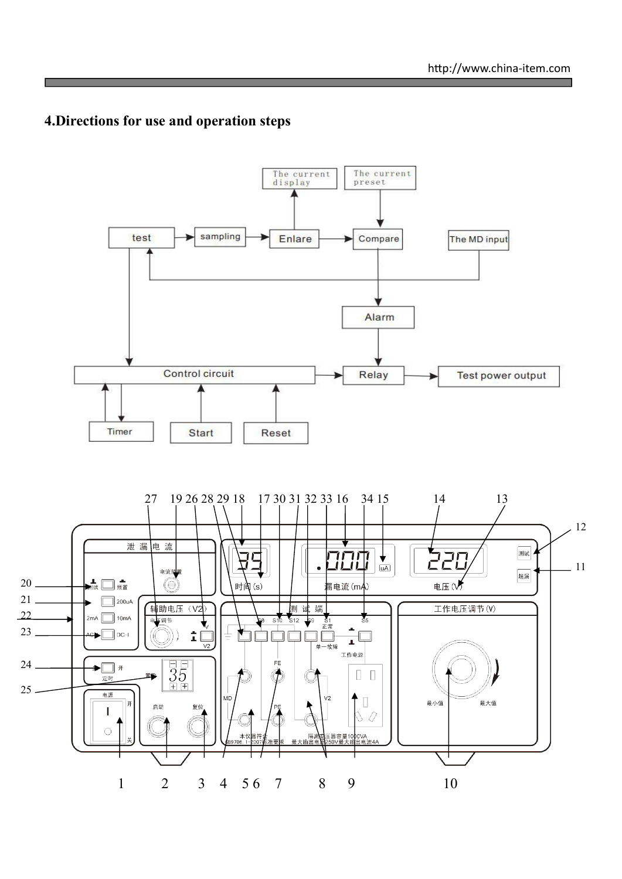# 4.Directions for use and operation steps

test → sampling → Enlare → Compare

The current display

The current preset

The MD input

Alarm

Control circuit → Relay → Test power output

Timer

Start

Reset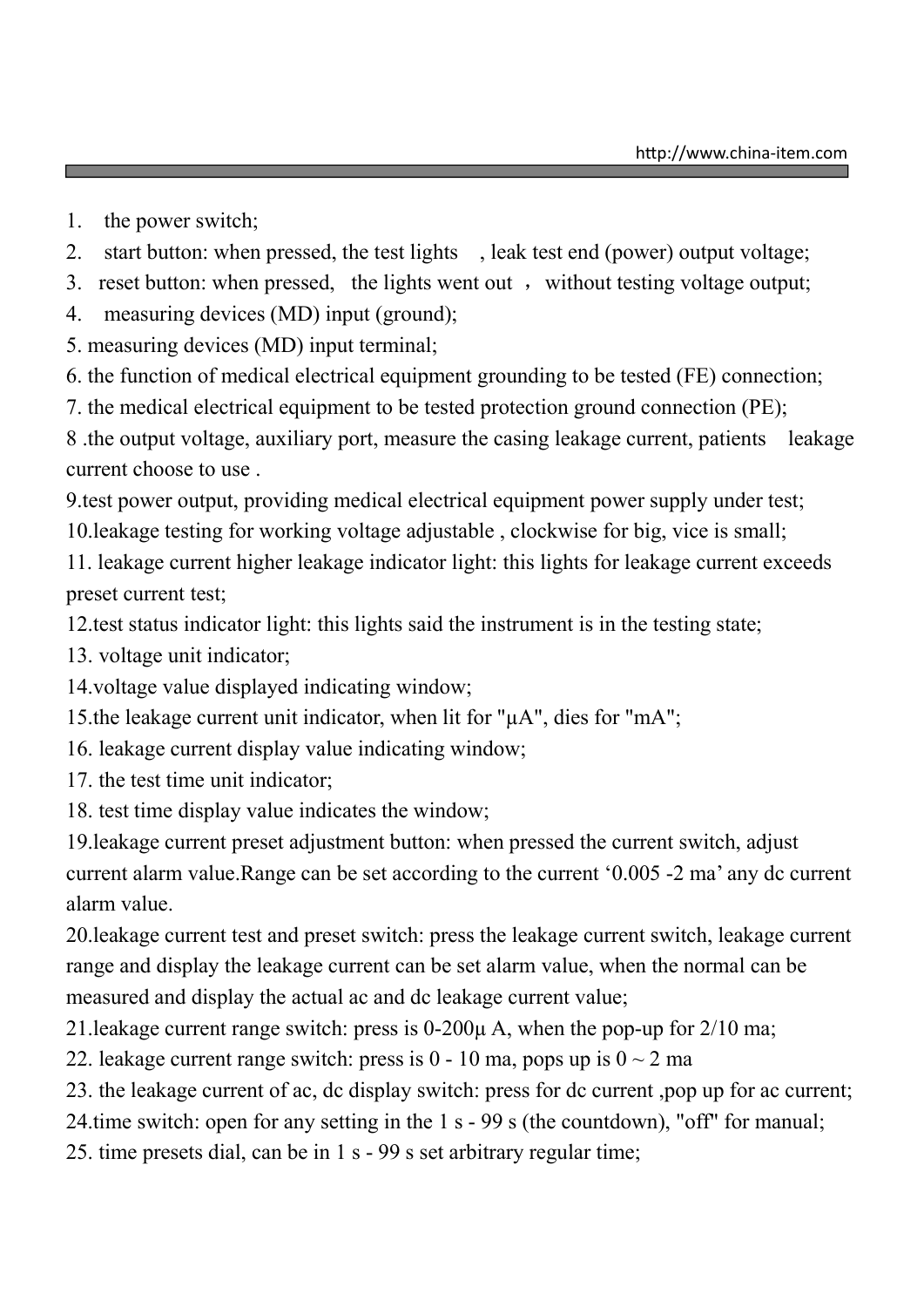1. the power switch;
2. start button: when pressed, the test lights , leak test end (power) output voltage;
3. reset button: when pressed, the lights went out ， without testing voltage output;
4. measuring devices (MD) input (ground);
5. measuring devices (MD) input terminal;
6. the function of medical electrical equipment grounding to be tested (FE) connection;
7. the medical electrical equipment to be tested protection ground connection (PE);
8. the output voltage, auxiliary port, measure the casing leakage current, patients leakage current choose to use .
9. test power output, providing medical electrical equipment power supply under test;
10. leakage testing for working voltage adjustable , clockwise for big, vice is small;
11. leakage current higher leakage indicator light: this lights for leakage current exceeds preset current test;
12. test status indicator light: this lights said the instrument is in the testing state;
13. voltage unit indicator;
14. voltage value displayed indicating window;
15. the leakage current unit indicator, when lit for "μA", dies for "mA";
16. leakage current display value indicating window;
17. the test time unit indicator;
18. test time display value indicates the window;
19. leakage current preset adjustment button: when pressed the current switch, adjust current alarm value.Range can be set according to the current '0.005 -2 ma' any dc current alarm value.
20. leakage current test and preset switch: press the leakage current switch, leakage current range and display the leakage current can be set alarm value, when the normal can be measured and display the actual ac and dc leakage current value;
21. leakage current range switch: press is 0-200μ A, when the pop-up for 2/10 ma;
22. leakage current range switch: press is 0 - 10 ma, pops up is 0 ~ 2 ma
23. the leakage current of ac, dc display switch: press for dc current ,pop up for ac current;
24. time switch: open for any setting in the 1 s - 99 s (the countdown), "off" for manual;
25. time presets dial, can be in 1 s - 99 s set arbitrary regular time;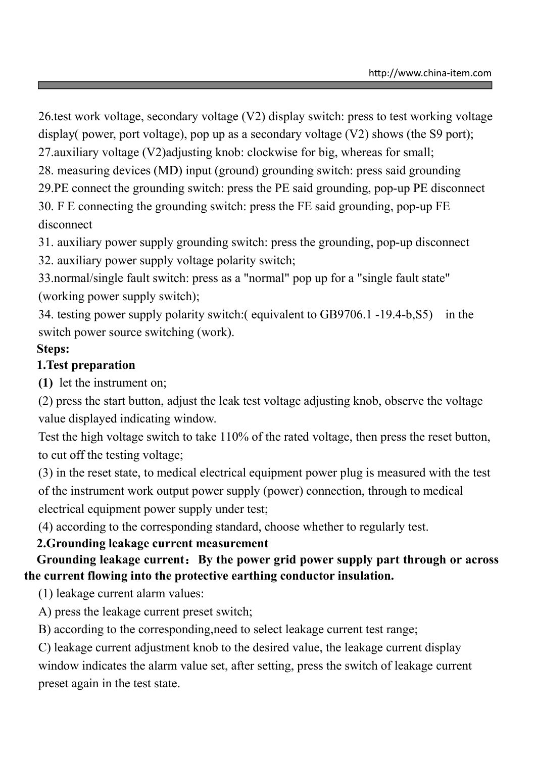26.test work voltage, secondary voltage (V2) display switch: press to test working voltage display( power, port voltage), pop up as a secondary voltage (V2) shows (the S9 port);

27.auxiliary voltage (V2)adjusting knob: clockwise for big, whereas for small;

28. measuring devices (MD) input (ground) grounding switch: press said grounding

29.PE connect the grounding switch: press the PE said grounding, pop-up PE disconnect

30. F E connecting the grounding switch: press the FE said grounding, pop-up FE disconnect

31. auxiliary power supply grounding switch: press the grounding, pop-up disconnect

32. auxiliary power supply voltage polarity switch;

33.normal/single fault switch: press as a "normal" pop up for a "single fault state" (working power supply switch);

34. testing power supply polarity switch:( equivalent to GB9706.1 -19.4-b,S5)  in the switch power source switching (work).

**Steps:**

**1.Test preparation**

**(1)** let the instrument on;

(2) press the start button, adjust the leak test voltage adjusting knob, observe the voltage value displayed indicating window.

Test the high voltage switch to take 110% of the rated voltage, then press the reset button, to cut off the testing voltage;

(3) in the reset state, to medical electrical equipment power plug is measured with the test of the instrument work output power supply (power) connection, through to medical electrical equipment power supply under test;

(4) according to the corresponding standard, choose whether to regularly test.

**2.Grounding leakage current measurement**

**Grounding leakage current：By the power grid power supply part through or across the current flowing into the protective earthing conductor insulation.**

(1) leakage current alarm values:

A) press the leakage current preset switch;

B) according to the corresponding,need to select leakage current test range;

C) leakage current adjustment knob to the desired value, the leakage current display window indicates the alarm value set, after setting, press the switch of leakage current preset again in the test state.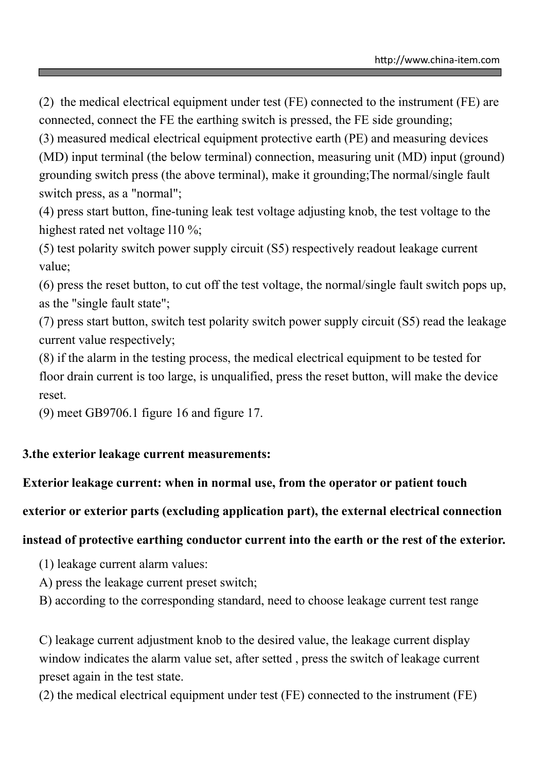(2) the medical electrical equipment under test (FE) connected to the instrument (FE) are connected, connect the FE the earthing switch is pressed, the FE side grounding;

(3) measured medical electrical equipment protective earth (PE) and measuring devices (MD) input terminal (the below terminal) connection, measuring unit (MD) input (ground) grounding switch press (the above terminal), make it grounding;The normal/single fault switch press, as a "normal";

(4) press start button, fine-tuning leak test voltage adjusting knob, the test voltage to the highest rated net voltage l10 %;

(5) test polarity switch power supply circuit (S5) respectively readout leakage current value;

(6) press the reset button, to cut off the test voltage, the normal/single fault switch pops up, as the "single fault state";

(7) press start button, switch test polarity switch power supply circuit (S5) read the leakage current value respectively;

(8) if the alarm in the testing process, the medical electrical equipment to be tested for floor drain current is too large, is unqualified, press the reset button, will make the device reset.

(9) meet GB9706.1 figure 16 and figure 17.

**3.the exterior leakage current measurements:**

**Exterior leakage current: when in normal use, from the operator or patient touch exterior or exterior parts (excluding application part), the external electrical connection instead of protective earthing conductor current into the earth or the rest of the exterior.**

(1) leakage current alarm values:

A) press the leakage current preset switch;

B) according to the corresponding standard, need to choose leakage current test range

C) leakage current adjustment knob to the desired value, the leakage current display window indicates the alarm value set, after setted , press the switch of leakage current preset again in the test state.

(2) the medical electrical equipment under test (FE) connected to the instrument (FE)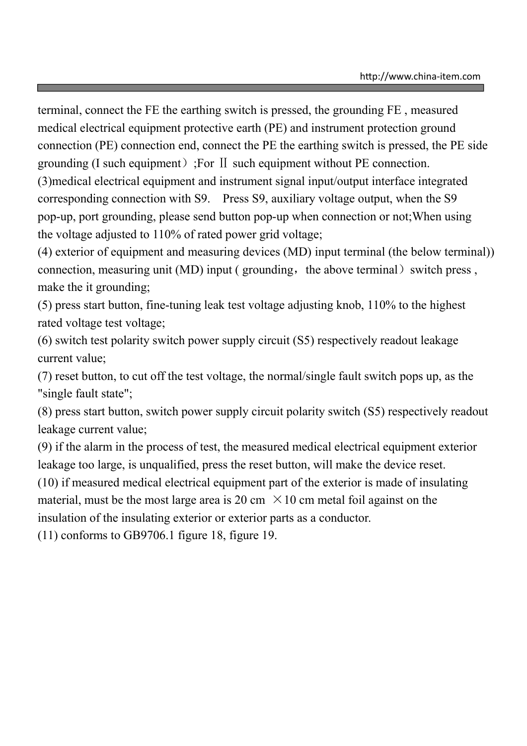terminal, connect the FE the earthing switch is pressed, the grounding FE , measured medical electrical equipment protective earth (PE) and instrument protection ground connection (PE) connection end, connect the PE the earthing switch is pressed, the PE side grounding (I such equipment）;For Ⅱ such equipment without PE connection.

(3)medical electrical equipment and instrument signal input/output interface integrated corresponding connection with S9.  Press S9, auxiliary voltage output, when the S9 pop-up, port grounding, please send button pop-up when connection or not;When using the voltage adjusted to 110% of rated power grid voltage;

(4) exterior of equipment and measuring devices (MD) input terminal (the below terminal)) connection, measuring unit (MD) input ( grounding，the above terminal）switch press , make the it grounding;

(5) press start button, fine-tuning leak test voltage adjusting knob, 110% to the highest rated voltage test voltage;

(6) switch test polarity switch power supply circuit (S5) respectively readout leakage current value;

(7) reset button, to cut off the test voltage, the normal/single fault switch pops up, as the "single fault state";

(8) press start button, switch power supply circuit polarity switch (S5) respectively readout leakage current value;

(9) if the alarm in the process of test, the measured medical electrical equipment exterior leakage too large, is unqualified, press the reset button, will make the device reset.

(10) if measured medical electrical equipment part of the exterior is made of insulating material, must be the most large area is 20 cm ×10 cm metal foil against on the insulation of the insulating exterior or exterior parts as a conductor.

(11) conforms to GB9706.1 figure 18, figure 19.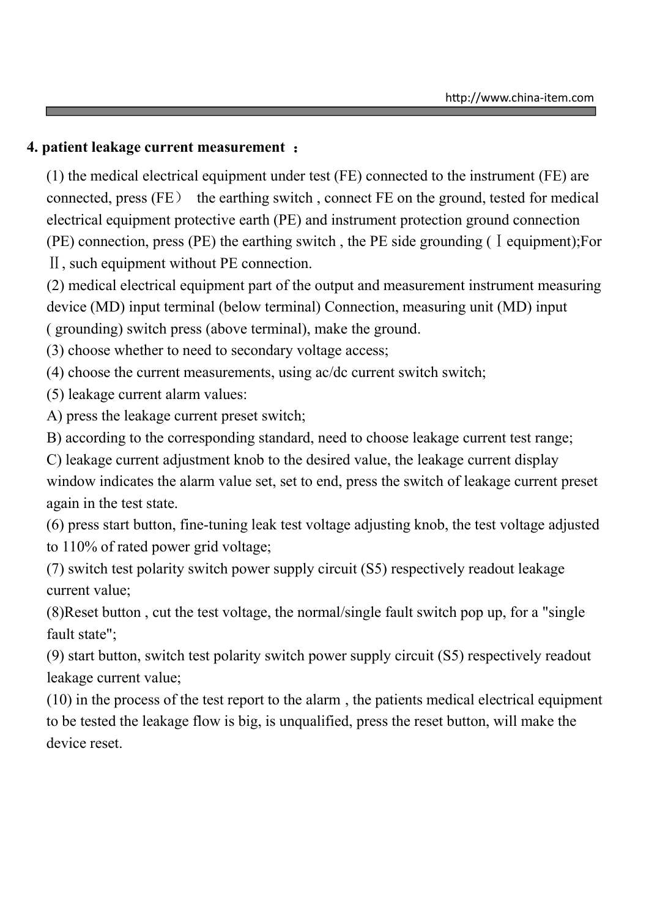## 4. patient leakage current measurement ：

(1) the medical electrical equipment under test (FE) connected to the instrument (FE) are connected, press (FE） the earthing switch , connect FE on the ground, tested for medical electrical equipment protective earth (PE) and instrument protection ground connection (PE) connection, press (PE) the earthing switch , the PE side grounding ( Ⅰ equipment);For Ⅱ, such equipment without PE connection.

(2) medical electrical equipment part of the output and measurement instrument measuring device (MD) input terminal (below terminal) Connection, measuring unit (MD) input ( grounding) switch press (above terminal), make the ground.

(3) choose whether to need to secondary voltage access;

(4) choose the current measurements, using ac/dc current switch switch;

(5) leakage current alarm values:

A) press the leakage current preset switch;

B) according to the corresponding standard, need to choose leakage current test range;

C) leakage current adjustment knob to the desired value, the leakage current display window indicates the alarm value set, set to end, press the switch of leakage current preset again in the test state.

(6) press start button, fine-tuning leak test voltage adjusting knob, the test voltage adjusted to 110% of rated power grid voltage;

(7) switch test polarity switch power supply circuit (S5) respectively readout leakage current value;

(8)Reset button , cut the test voltage, the normal/single fault switch pop up, for a "single fault state";

(9) start button, switch test polarity switch power supply circuit (S5) respectively readout leakage current value;

(10) in the process of the test report to the alarm , the patients medical electrical equipment to be tested the leakage flow is big, is unqualified, press the reset button, will make the device reset.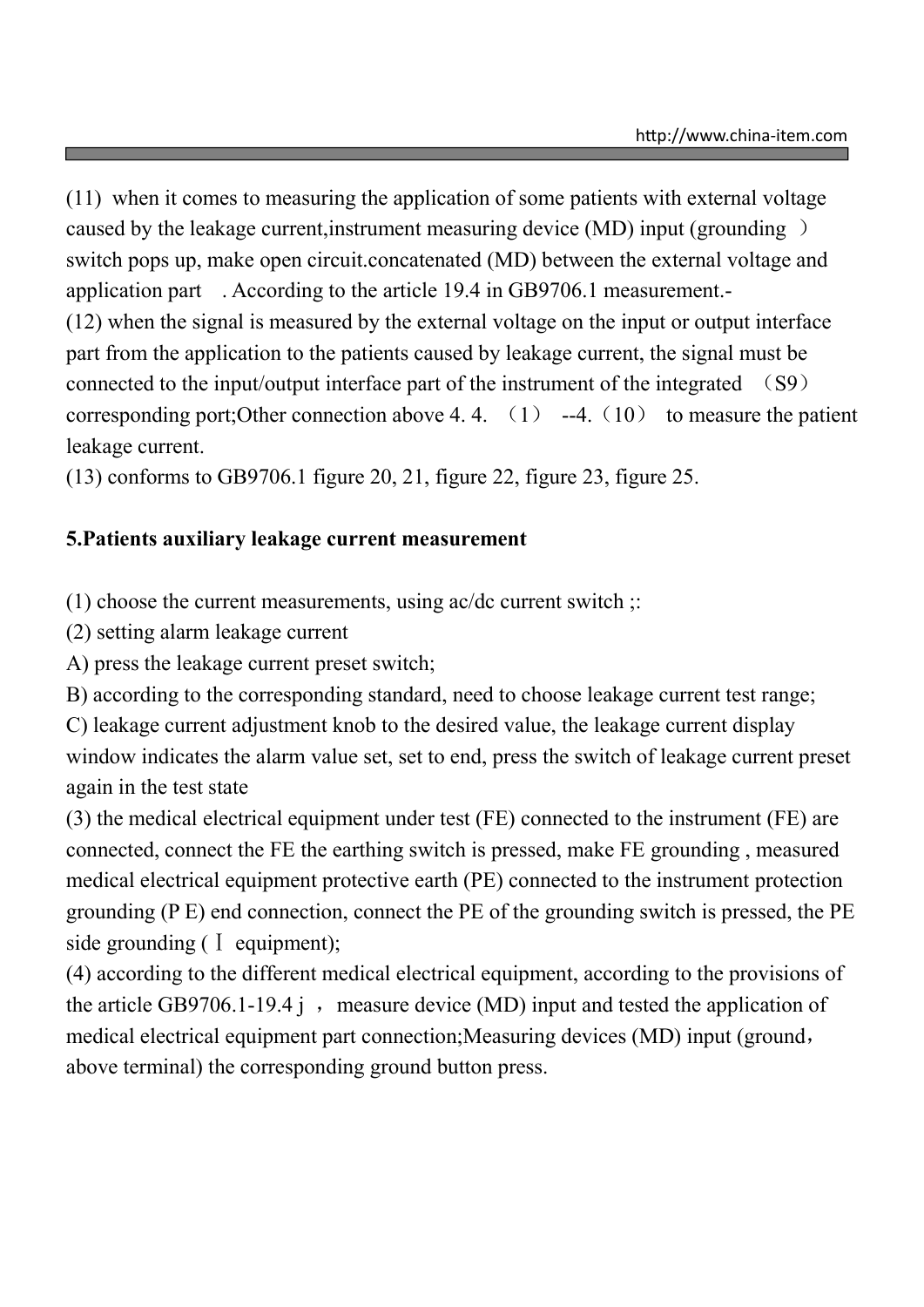(11) when it comes to measuring the application of some patients with external voltage caused by the leakage current,instrument measuring device (MD) input (grounding ） switch pops up, make open circuit.concatenated (MD) between the external voltage and application part . According to the article 19.4 in GB9706.1 measurement.-

(12) when the signal is measured by the external voltage on the input or output interface part from the application to the patients caused by leakage current, the signal must be connected to the input/output interface part of the instrument of the integrated （S9） corresponding port;Other connection above 4. 4. （1） --4.（10） to measure the patient leakage current.

(13) conforms to GB9706.1 figure 20, 21, figure 22, figure 23, figure 25.

**5.Patients auxiliary leakage current measurement**

(1) choose the current measurements, using ac/dc current switch ;:

(2) setting alarm leakage current

A) press the leakage current preset switch;

B) according to the corresponding standard, need to choose leakage current test range;

C) leakage current adjustment knob to the desired value, the leakage current display window indicates the alarm value set, set to end, press the switch of leakage current preset again in the test state

(3) the medical electrical equipment under test (FE) connected to the instrument (FE) are connected, connect the FE the earthing switch is pressed, make FE grounding , measured medical electrical equipment protective earth (PE) connected to the instrument protection grounding (P E) end connection, connect the PE of the grounding switch is pressed, the PE side grounding ( Ⅰ equipment);

(4) according to the different medical electrical equipment, according to the provisions of the article GB9706.1-19.4 j ， measure device (MD) input and tested the application of medical electrical equipment part connection;Measuring devices (MD) input (ground， above terminal) the corresponding ground button press.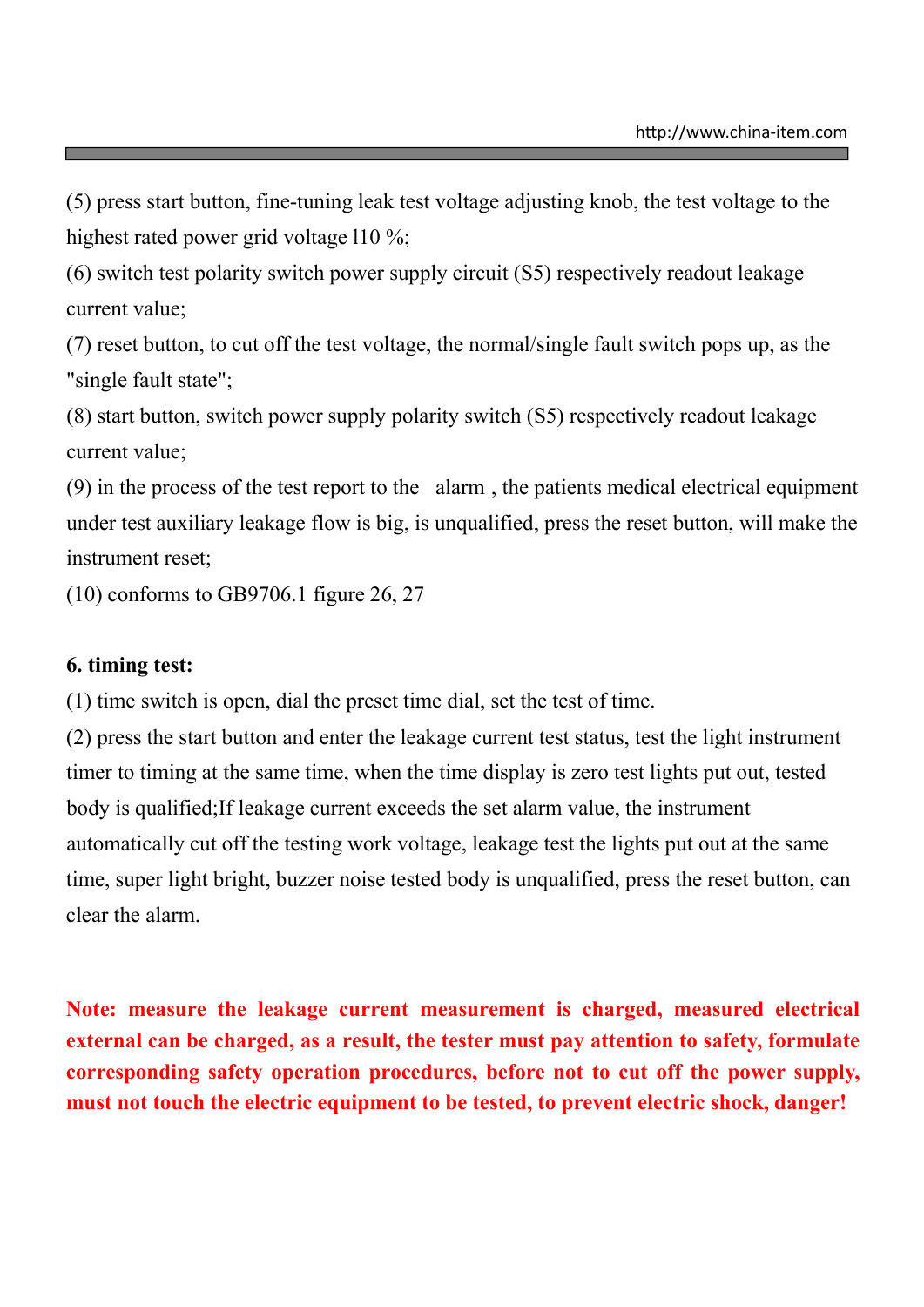(5) press start button, fine-tuning leak test voltage adjusting knob, the test voltage to the highest rated power grid voltage 110 %;

(6) switch test polarity switch power supply circuit (S5) respectively readout leakage current value;

(7) reset button, to cut off the test voltage, the normal/single fault switch pops up, as the "single fault state";

(8) start button, switch power supply polarity switch (S5) respectively readout leakage current value;

(9) in the process of the test report to the alarm , the patients medical electrical equipment under test auxiliary leakage flow is big, is unqualified, press the reset button, will make the instrument reset;

(10) conforms to GB9706.1 figure 26, 27

**6. timing test:**

(1) time switch is open, dial the preset time dial, set the test of time.

(2) press the start button and enter the leakage current test status, test the light instrument timer to timing at the same time, when the time display is zero test lights put out, tested body is qualified;If leakage current exceeds the set alarm value, the instrument automatically cut off the testing work voltage, leakage test the lights put out at the same time, super light bright, buzzer noise tested body is unqualified, press the reset button, can clear the alarm.

**Note: measure the leakage current measurement is charged, measured electrical external can be charged, as a result, the tester must pay attention to safety, formulate corresponding safety operation procedures, before not to cut off the power supply, must not touch the electric equipment to be tested, to prevent electric shock, danger!**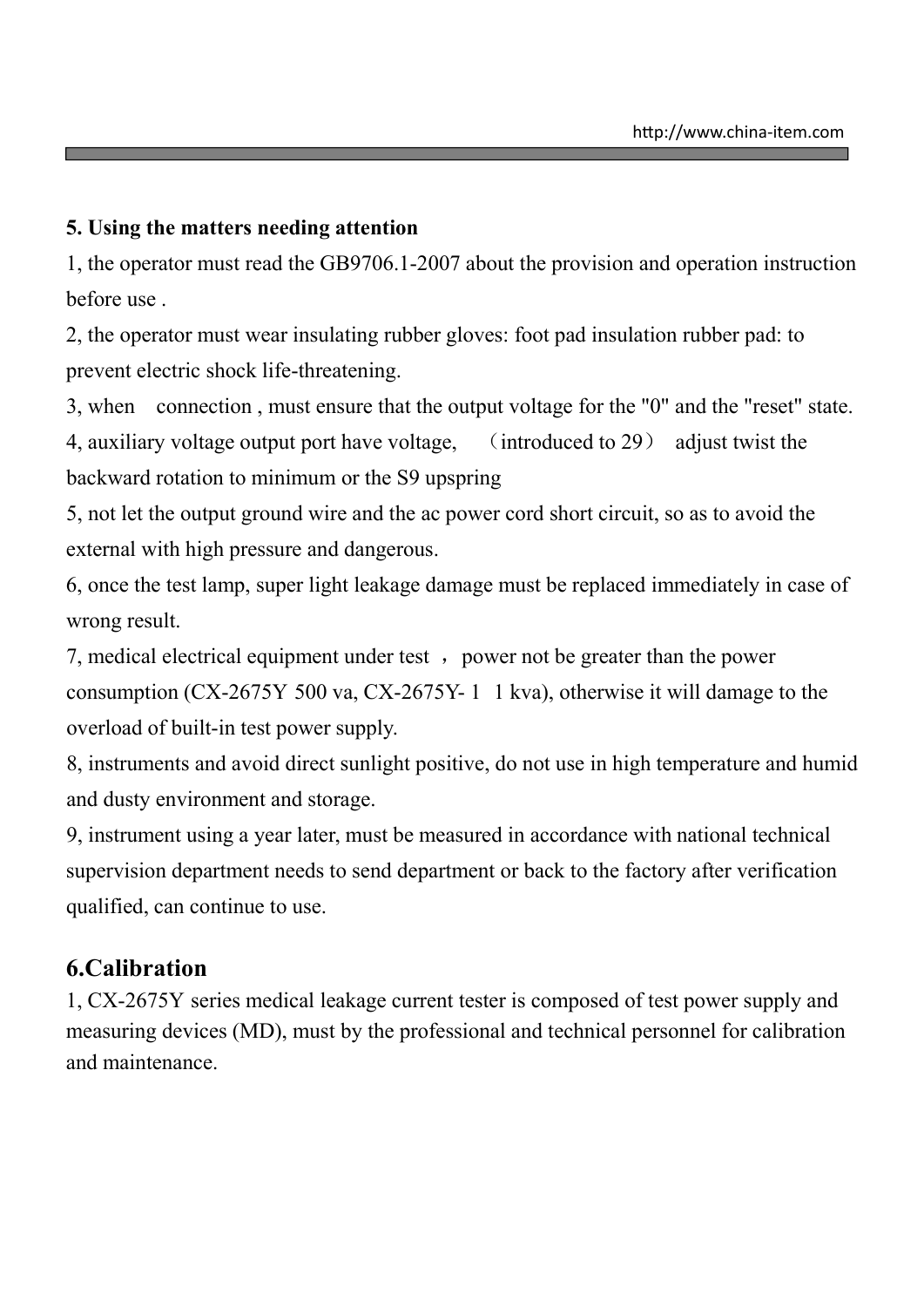## 5. Using the matters needing attention

1, the operator must read the GB9706.1-2007 about the provision and operation instruction before use .

2, the operator must wear insulating rubber gloves: foot pad insulation rubber pad: to prevent electric shock life-threatening.

3, when connection , must ensure that the output voltage for the "0" and the "reset" state.

4, auxiliary voltage output port have voltage, （introduced to 29） adjust twist the backward rotation to minimum or the S9 upspring

5, not let the output ground wire and the ac power cord short circuit, so as to avoid the external with high pressure and dangerous.

6, once the test lamp, super light leakage damage must be replaced immediately in case of wrong result.

7, medical electrical equipment under test ， power not be greater than the power consumption (CX-2675Y 500 va, CX-2675Y- 1 1 kva), otherwise it will damage to the overload of built-in test power supply.

8, instruments and avoid direct sunlight positive, do not use in high temperature and humid and dusty environment and storage.

9, instrument using a year later, must be measured in accordance with national technical supervision department needs to send department or back to the factory after verification qualified, can continue to use.

## 6.Calibration

1, CX-2675Y series medical leakage current tester is composed of test power supply and measuring devices (MD), must by the professional and technical personnel for calibration and maintenance.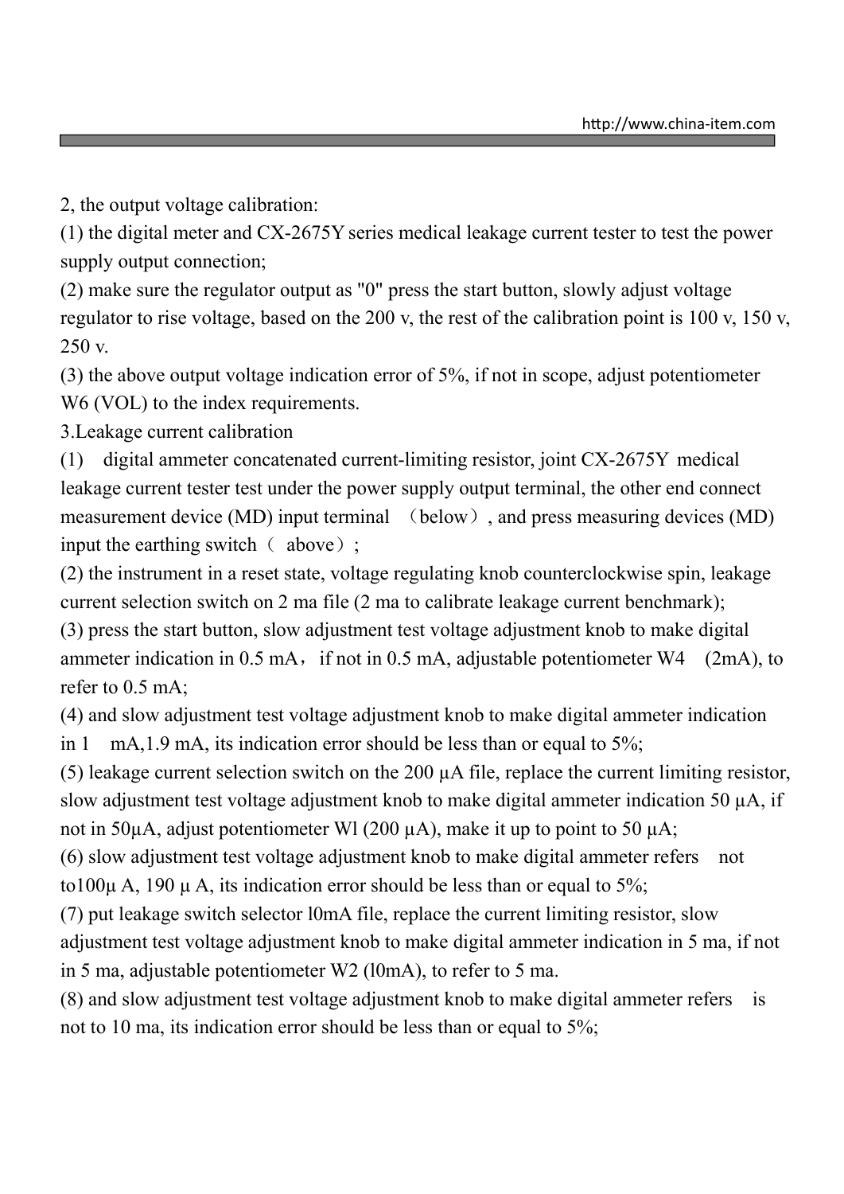2, the output voltage calibration:

(1) the digital meter and CX-2675Y series medical leakage current tester to test the power supply output connection;

(2) make sure the regulator output as "0" press the start button, slowly adjust voltage regulator to rise voltage, based on the 200 v, the rest of the calibration point is 100 v, 150 v, 250 v.

(3) the above output voltage indication error of 5%, if not in scope, adjust potentiometer W6 (VOL) to the index requirements.

3.Leakage current calibration

(1) digital ammeter concatenated current-limiting resistor, joint CX-2675Y medical leakage current tester test under the power supply output terminal, the other end connect measurement device (MD) input terminal （below）, and press measuring devices (MD) input the earthing switch（ above）;

(2) the instrument in a reset state, voltage regulating knob counterclockwise spin, leakage current selection switch on 2 ma file (2 ma to calibrate leakage current benchmark);

(3) press the start button, slow adjustment test voltage adjustment knob to make digital ammeter indication in 0.5 mA， if not in 0.5 mA, adjustable potentiometer W4 (2mA), to refer to 0.5 mA;

(4) and slow adjustment test voltage adjustment knob to make digital ammeter indication in 1 mA,1.9 mA, its indication error should be less than or equal to 5%;

(5) leakage current selection switch on the 200 µA file, replace the current limiting resistor, slow adjustment test voltage adjustment knob to make digital ammeter indication 50 µA, if not in 50µA, adjust potentiometer Wl (200 µA), make it up to point to 50 µA;

(6) slow adjustment test voltage adjustment knob to make digital ammeter refers not to100µ A, 190 µ A, its indication error should be less than or equal to 5%;

(7) put leakage switch selector l0mA file, replace the current limiting resistor, slow adjustment test voltage adjustment knob to make digital ammeter indication in 5 ma, if not in 5 ma, adjustable potentiometer W2 (l0mA), to refer to 5 ma.

(8) and slow adjustment test voltage adjustment knob to make digital ammeter refers is not to 10 ma, its indication error should be less than or equal to 5%;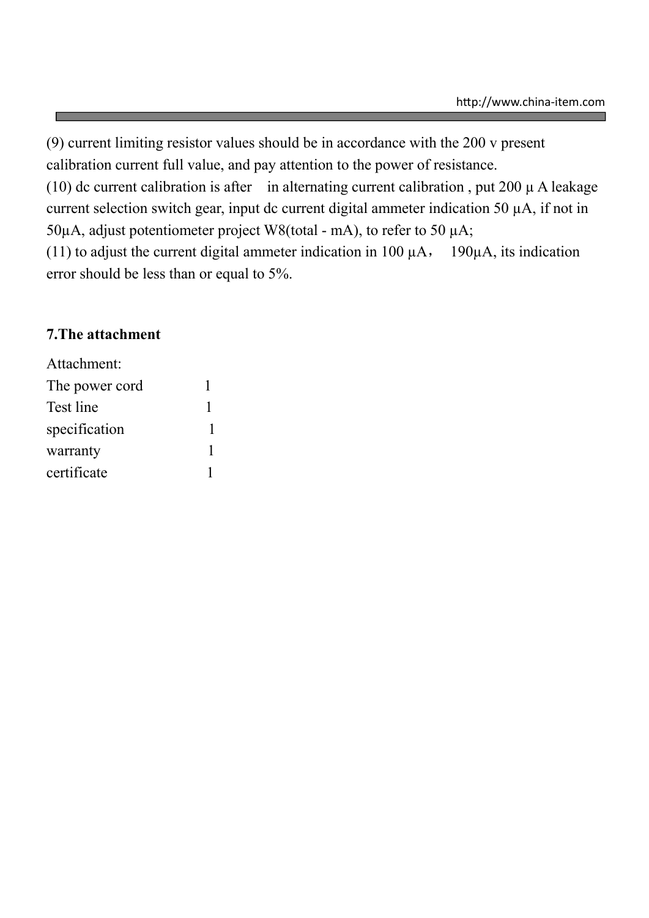(9) current limiting resistor values should be in accordance with the 200 v present calibration current full value, and pay attention to the power of resistance.

(10) dc current calibration is after  in alternating current calibration , put 200 μ A leakage current selection switch gear, input dc current digital ammeter indication 50 μA, if not in 50μA, adjust potentiometer project W8(total - mA), to refer to 50 μA;

(11) to adjust the current digital ammeter indication in 100 μA，  190μA, its indication error should be less than or equal to 5%.

## 7.The attachment

Attachment:

| | |
|---|---|
| The power cord | 1 |
| Test line | 1 |
| specification | 1 |
| warranty | 1 |
| certificate | 1 |